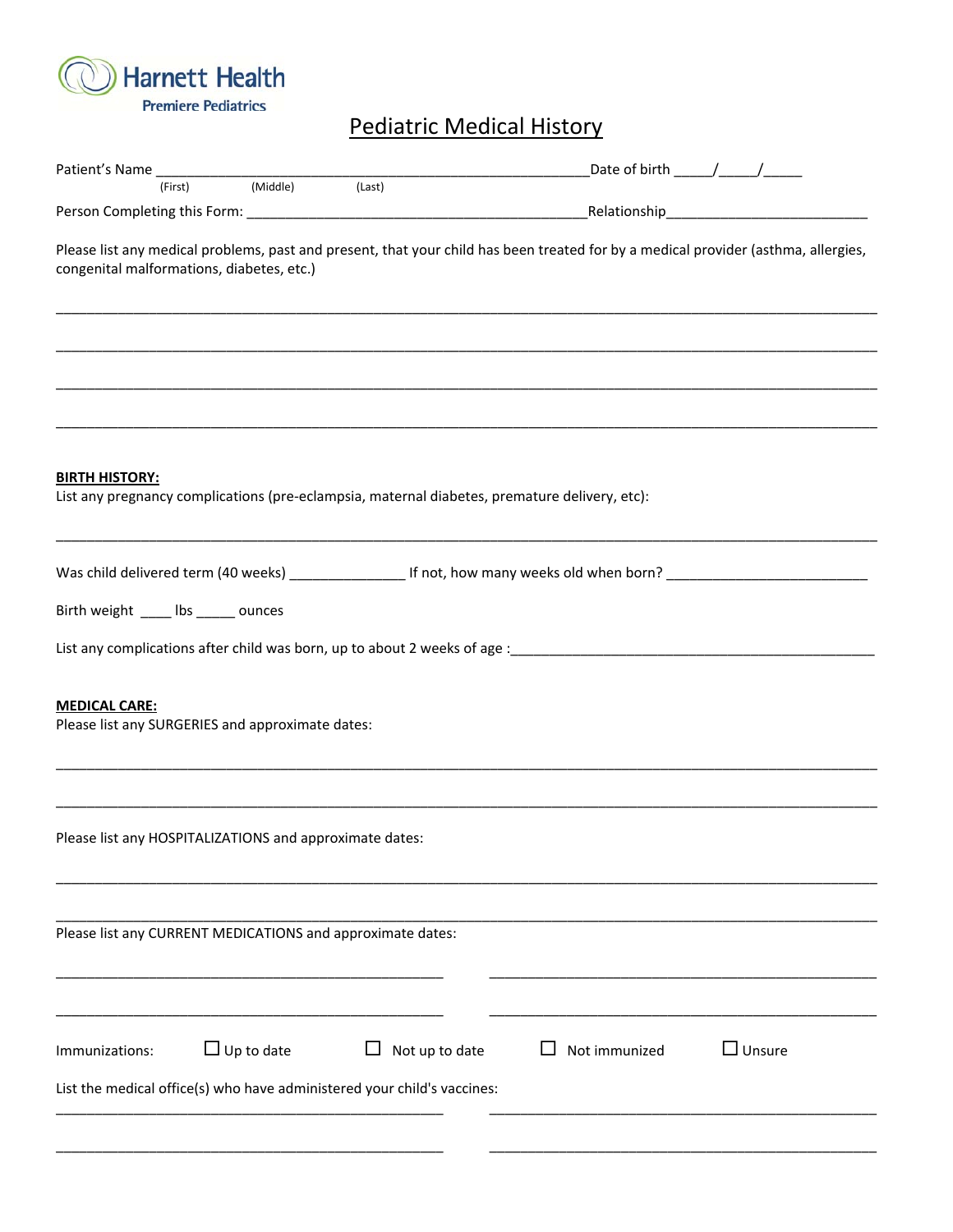Harnett Health

Premiere Pediatrics

# Pediatric Medical History

Patient's Name ________________________________________________________ Date of birth _____/_____/_____

(First) (Middle) (Last)

Person Completing this Form: ____________________________________________ Relationship__________________________

Please list any medical problems, past and present, that your child has been treated for by a medical provider (asthma, allergies, congenital malformations, diabetes, etc.)

______________________________________________________________________________________________

______________________________________________________________________________________________

______________________________________________________________________________________________

______________________________________________________________________________________________

**BIRTH HISTORY:**

List any pregnancy complications (pre-eclampsia, maternal diabetes, premature delivery, etc):

______________________________________________________________________________________________

Was child delivered term (40 weeks) _______________ If not, how many weeks old when born? __________________________

Birth weight ____ lbs _____ ounces

List any complications after child was born, up to about 2 weeks of age :_________________________________________________

**MEDICAL CARE:**

Please list any SURGERIES and approximate dates:

______________________________________________________________________________________________

______________________________________________________________________________________________

Please list any HOSPITALIZATIONS and approximate dates:

______________________________________________________________________________________________

______________________________________________________________________________________________

Please list any CURRENT MEDICATIONS and approximate dates:

__________________________________________________ __________________________________________________

__________________________________________________ __________________________________________________

Immunizations: ☐ Up to date ☐ Not up to date ☐ Not immunized ☐ Unsure

List the medical office(s) who have administered your child's vaccines:

__________________________________________________ __________________________________________________

__________________________________________________ __________________________________________________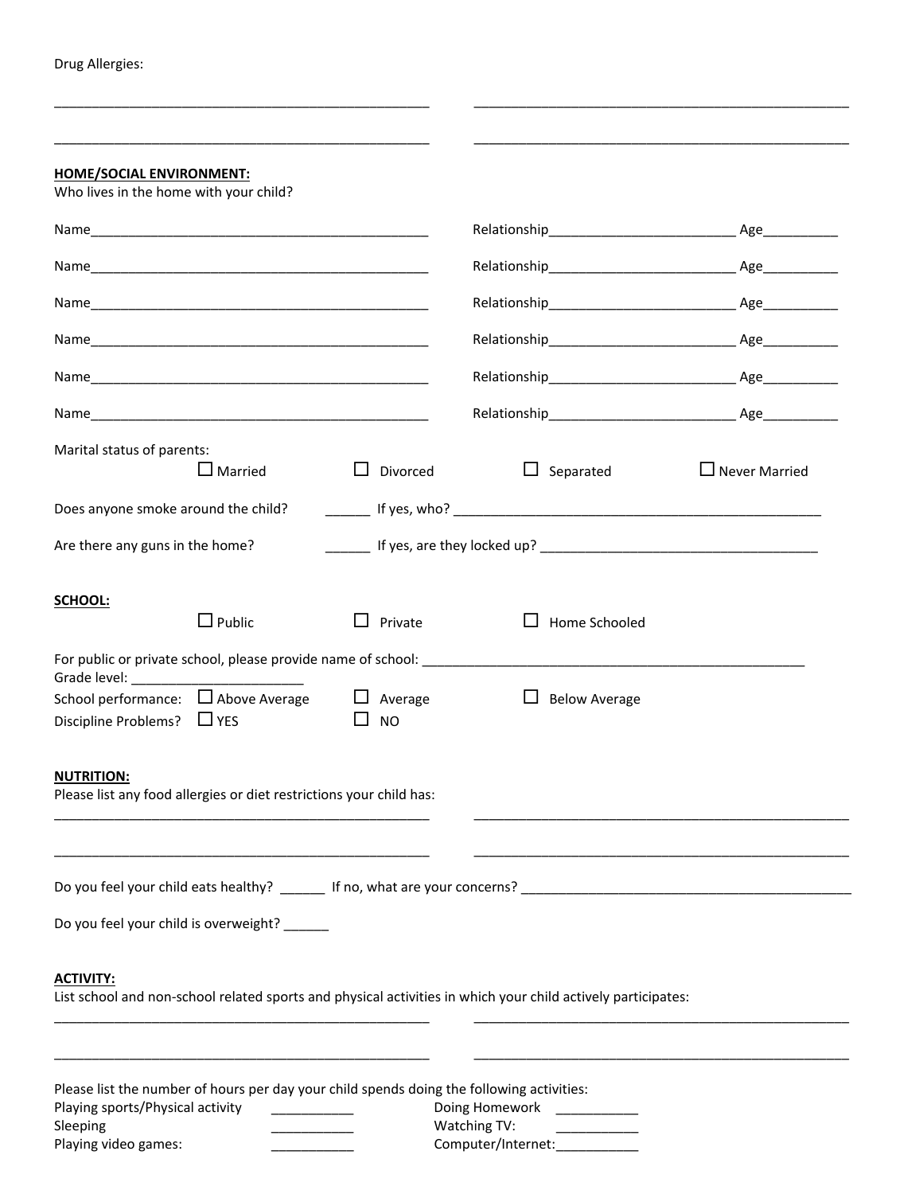Drug Allergies:

_____________________________________________ _____________________________________________

_____________________________________________ _____________________________________________

**HOME/SOCIAL ENVIRONMENT:**

Who lives in the home with your child?

Name_____________________________________________ Relationship________________________ Age__________

Name_____________________________________________ Relationship________________________ Age__________

Name_____________________________________________ Relationship________________________ Age__________

Name_____________________________________________ Relationship________________________ Age__________

Name_____________________________________________ Relationship________________________ Age__________

Name_____________________________________________ Relationship________________________ Age__________

Marital status of parents:

☐ Married ☐ Divorced ☐ Separated ☐ Never Married

Does anyone smoke around the child? ______ If yes, who? _____________________________________________

Are there any guns in the home? ______ If yes, are they locked up? ___________________________________

**SCHOOL:**

☐ Public ☐ Private ☐ Home Schooled

For public or private school, please provide name of school: _____________________________________________

Grade level: ______________________

School performance: ☐ Above Average ☐ Average ☐ Below Average

Discipline Problems? ☐ YES ☐ NO

**NUTRITION:**

Please list any food allergies or diet restrictions your child has:

_____________________________________________ _____________________________________________

_____________________________________________ _____________________________________________

Do you feel your child eats healthy? ______ If no, what are your concerns? ___________________________________

Do you feel your child is overweight? ______

**ACTIVITY:**

List school and non-school related sports and physical activities in which your child actively participates:

_____________________________________________ _____________________________________________

_____________________________________________ _____________________________________________

Please list the number of hours per day your child spends doing the following activities:

Playing sports/Physical activity ___________ Doing Homework ___________

Sleeping ___________ Watching TV: ___________

Playing video games: ___________ Computer/Internet:___________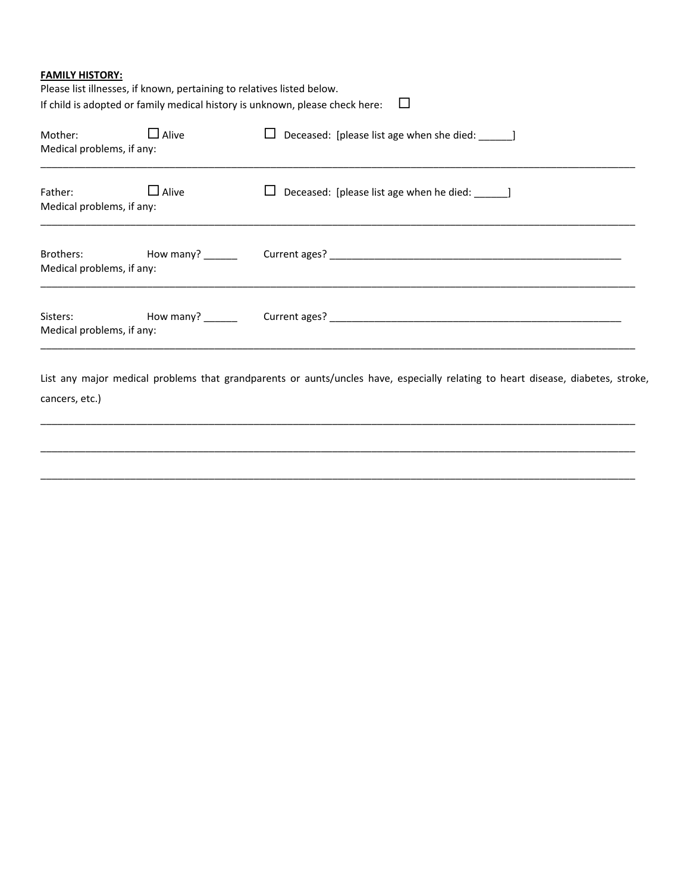**FAMILY HISTORY:**

Please list illnesses, if known, pertaining to relatives listed below.

If child is adopted or family medical history is unknown, please check here: ☐

Mother: ☐ Alive ☐ Deceased: [please list age when she died: ______]

Medical problems, if any:

______________________________________________________________________________________________

Father: ☐ Alive ☐ Deceased: [please list age when he died: ______]

Medical problems, if any:

______________________________________________________________________________________________

Brothers: How many? ______ Current ages? ____________________________________________________

Medical problems, if any:

______________________________________________________________________________________________

Sisters: How many? ______ Current ages? ____________________________________________________

Medical problems, if any:

______________________________________________________________________________________________

List any major medical problems that grandparents or aunts/uncles have, especially relating to heart disease, diabetes, stroke, cancers, etc.)

______________________________________________________________________________________________

______________________________________________________________________________________________

______________________________________________________________________________________________